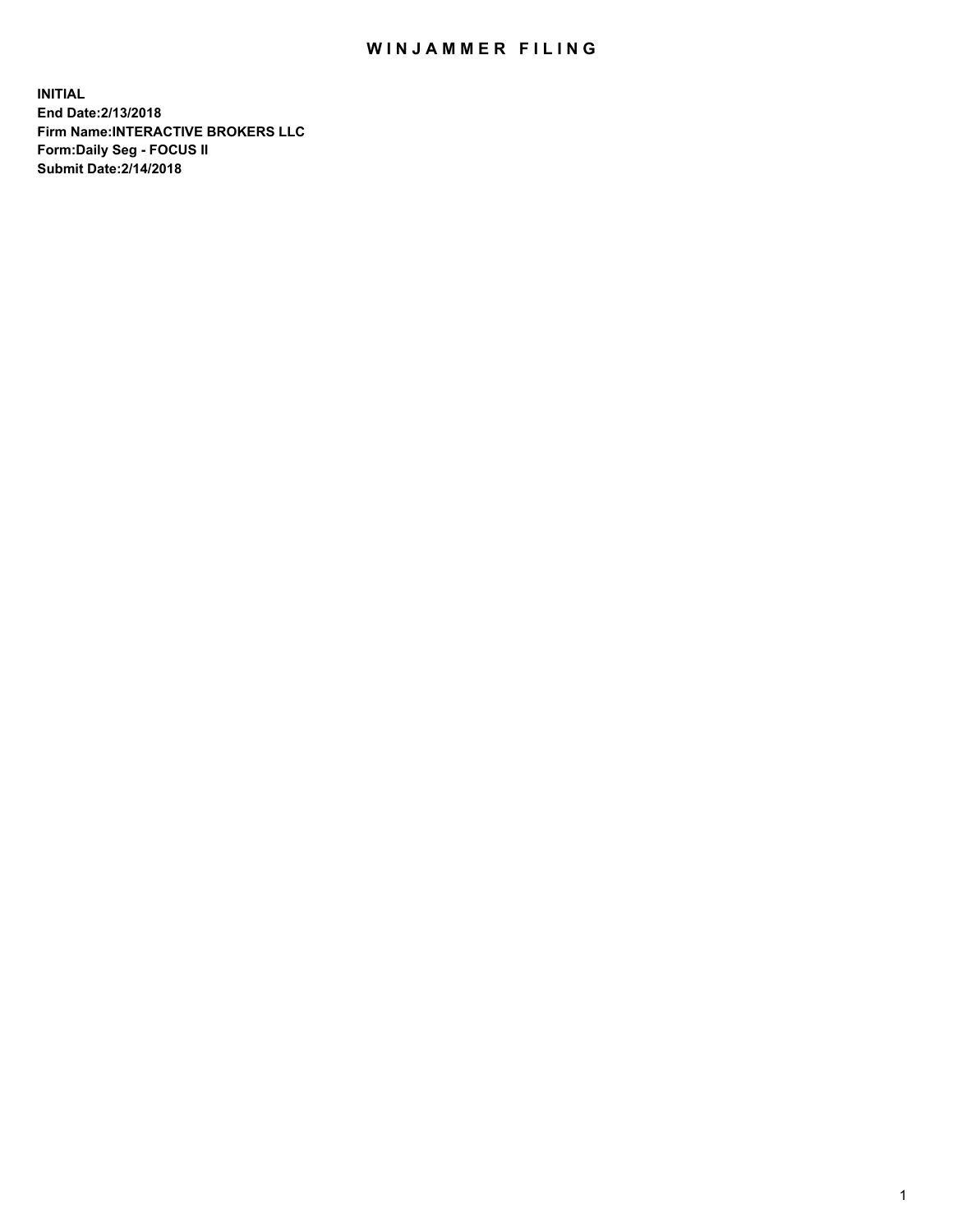# WINJAMMER FILING

**INITIAL**
**End Date:2/13/2018**
**Firm Name:INTERACTIVE BROKERS LLC**
**Form:Daily Seg - FOCUS II**
**Submit Date:2/14/2018**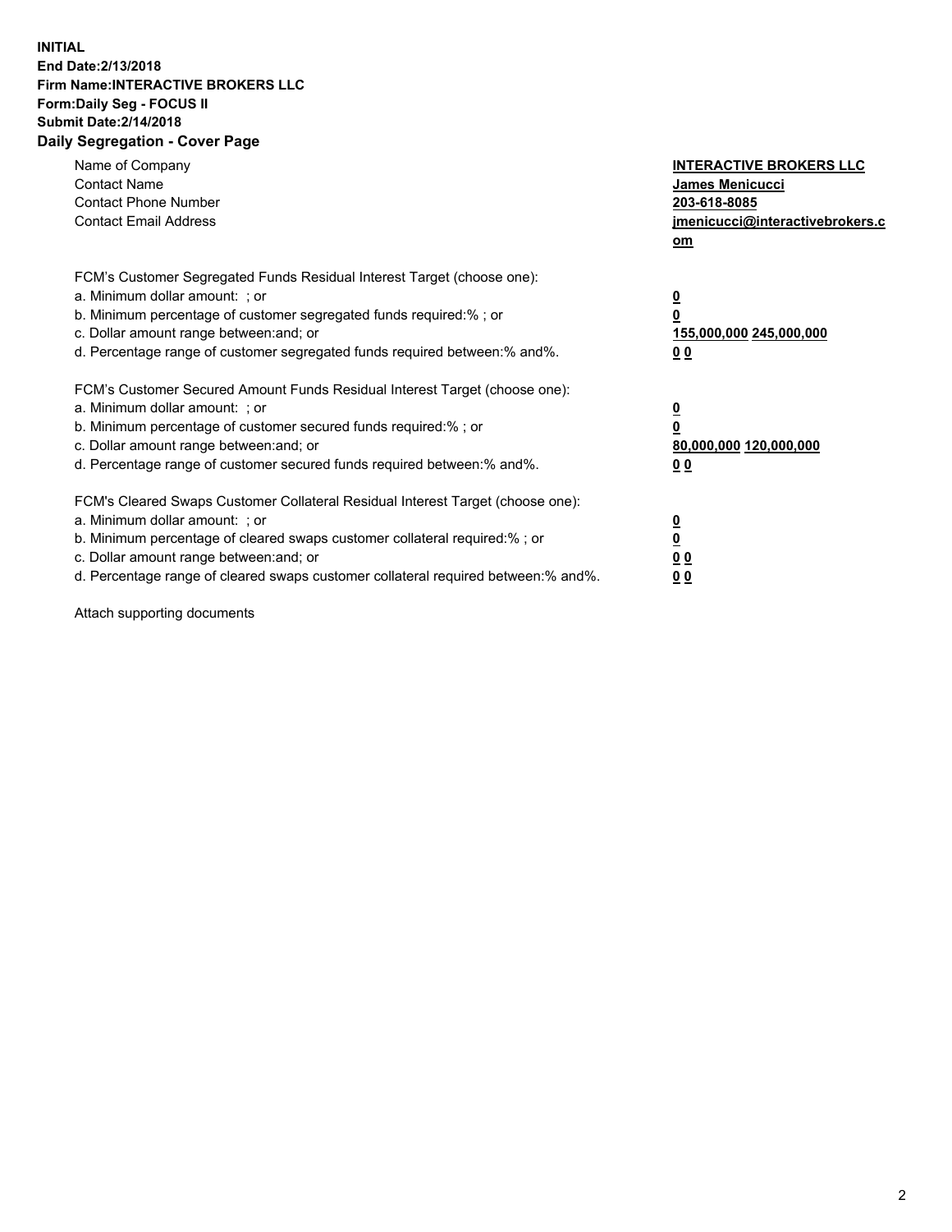**INITIAL**
**End Date:2/13/2018**
**Firm Name:INTERACTIVE BROKERS LLC**
**Form:Daily Seg - FOCUS II**
**Submit Date:2/14/2018**
**Daily Segregation - Cover Page**

| | |
|---|---|
| Name of Company | **INTERACTIVE BROKERS LLC** |
| Contact Name | **James Menicucci** |
| Contact Phone Number | **203-618-8085** |
| Contact Email Address | **jmenicucci@interactivebrokers.com** |

FCM's Customer Segregated Funds Residual Interest Target (choose one):

| | |
|---|---|
| a. Minimum dollar amount: ; or | **0** |
| b. Minimum percentage of customer segregated funds required:% ; or | **0** |
| c. Dollar amount range between:and; or | **155,000,000 245,000,000** |
| d. Percentage range of customer segregated funds required between:% and%. | **0 0** |

FCM's Customer Secured Amount Funds Residual Interest Target (choose one):

| | |
|---|---|
| a. Minimum dollar amount: ; or | **0** |
| b. Minimum percentage of customer secured funds required:% ; or | **0** |
| c. Dollar amount range between:and; or | **80,000,000 120,000,000** |
| d. Percentage range of customer secured funds required between:% and%. | **0 0** |

FCM's Cleared Swaps Customer Collateral Residual Interest Target (choose one):

| | |
|---|---|
| a. Minimum dollar amount: ; or | **0** |
| b. Minimum percentage of cleared swaps customer collateral required:% ; or | **0** |
| c. Dollar amount range between:and; or | **0 0** |
| d. Percentage range of cleared swaps customer collateral required between:% and%. | **0 0** |

Attach supporting documents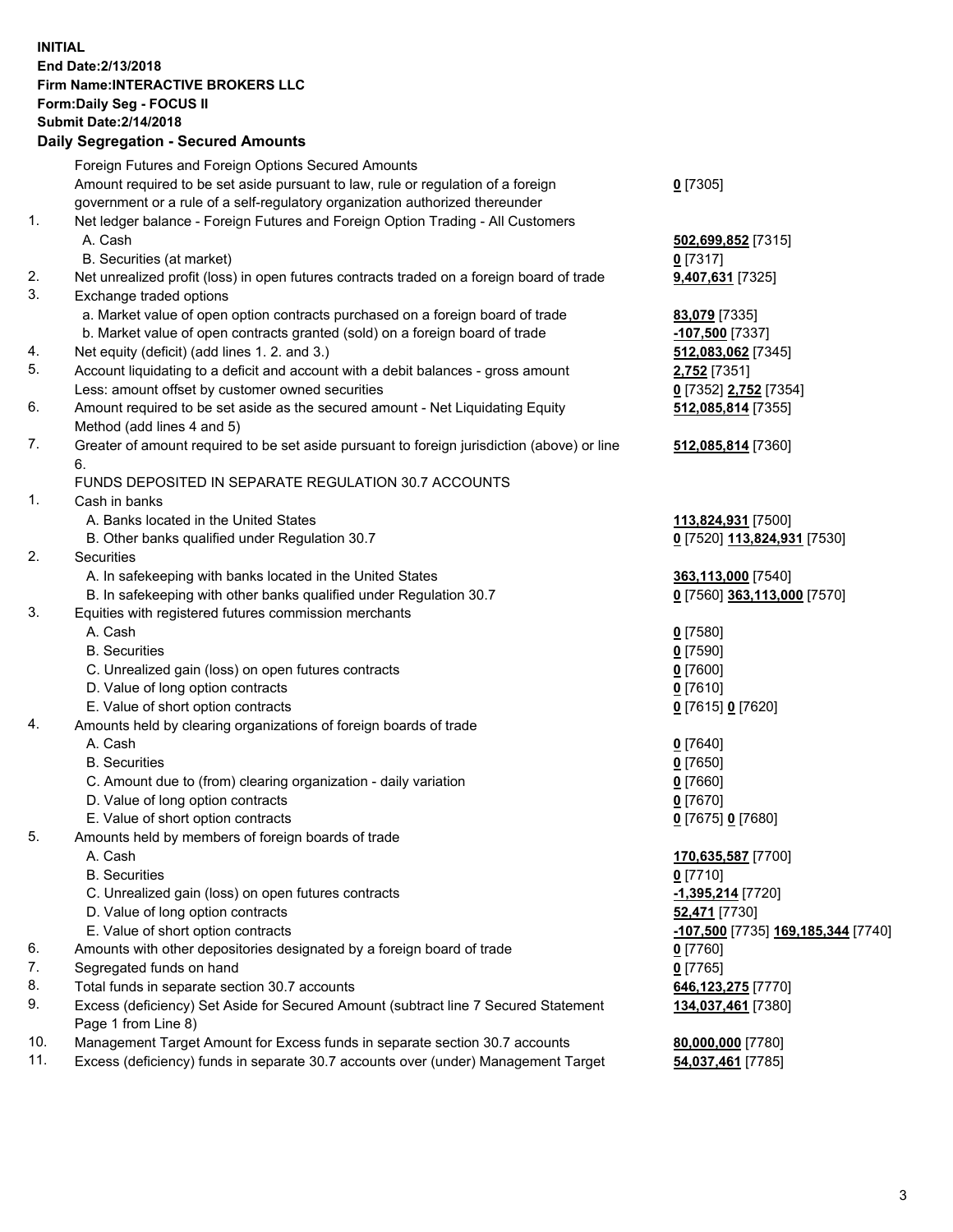**INITIAL**
**End Date:2/13/2018**
**Firm Name:INTERACTIVE BROKERS LLC**
**Form:Daily Seg - FOCUS II**
**Submit Date:2/14/2018**
**Daily Segregation - Secured Amounts**

| | | |
|---|---|---|
| | Foreign Futures and Foreign Options Secured Amounts | |
| | Amount required to be set aside pursuant to law, rule or regulation of a foreign government or a rule of a self-regulatory organization authorized thereunder | **0** [7305] |
| 1. | Net ledger balance - Foreign Futures and Foreign Option Trading - All Customers | |
| | A. Cash | **502,699,852** [7315] |
| | B. Securities (at market) | **0** [7317] |
| 2. | Net unrealized profit (loss) in open futures contracts traded on a foreign board of trade | **9,407,631** [7325] |
| 3. | Exchange traded options | |
| | a. Market value of open option contracts purchased on a foreign board of trade | **83,079** [7335] |
| | b. Market value of open contracts granted (sold) on a foreign board of trade | **-107,500** [7337] |
| 4. | Net equity (deficit) (add lines 1. 2. and 3.) | **512,083,062** [7345] |
| 5. | Account liquidating to a deficit and account with a debit balances - gross amount | **2,752** [7351] |
| | Less: amount offset by customer owned securities | **0** [7352] **2,752** [7354] |
| 6. | Amount required to be set aside as the secured amount - Net Liquidating Equity Method (add lines 4 and 5) | **512,085,814** [7355] |
| 7. | Greater of amount required to be set aside pursuant to foreign jurisdiction (above) or line 6. | **512,085,814** [7360] |
| | FUNDS DEPOSITED IN SEPARATE REGULATION 30.7 ACCOUNTS | |
| 1. | Cash in banks | |
| | A. Banks located in the United States | **113,824,931** [7500] |
| | B. Other banks qualified under Regulation 30.7 | **0** [7520] **113,824,931** [7530] |
| 2. | Securities | |
| | A. In safekeeping with banks located in the United States | **363,113,000** [7540] |
| | B. In safekeeping with other banks qualified under Regulation 30.7 | **0** [7560] **363,113,000** [7570] |
| 3. | Equities with registered futures commission merchants | |
| | A. Cash | **0** [7580] |
| | B. Securities | **0** [7590] |
| | C. Unrealized gain (loss) on open futures contracts | **0** [7600] |
| | D. Value of long option contracts | **0** [7610] |
| | E. Value of short option contracts | **0** [7615] **0** [7620] |
| 4. | Amounts held by clearing organizations of foreign boards of trade | |
| | A. Cash | **0** [7640] |
| | B. Securities | **0** [7650] |
| | C. Amount due to (from) clearing organization - daily variation | **0** [7660] |
| | D. Value of long option contracts | **0** [7670] |
| | E. Value of short option contracts | **0** [7675] **0** [7680] |
| 5. | Amounts held by members of foreign boards of trade | |
| | A. Cash | **170,635,587** [7700] |
| | B. Securities | **0** [7710] |
| | C. Unrealized gain (loss) on open futures contracts | **-1,395,214** [7720] |
| | D. Value of long option contracts | **52,471** [7730] |
| | E. Value of short option contracts | **-107,500** [7735] **169,185,344** [7740] |
| 6. | Amounts with other depositories designated by a foreign board of trade | **0** [7760] |
| 7. | Segregated funds on hand | **0** [7765] |
| 8. | Total funds in separate section 30.7 accounts | **646,123,275** [7770] |
| 9. | Excess (deficiency) Set Aside for Secured Amount (subtract line 7 Secured Statement Page 1 from Line 8) | **134,037,461** [7380] |
| 10. | Management Target Amount for Excess funds in separate section 30.7 accounts | **80,000,000** [7780] |
| 11. | Excess (deficiency) funds in separate 30.7 accounts over (under) Management Target | **54,037,461** [7785] |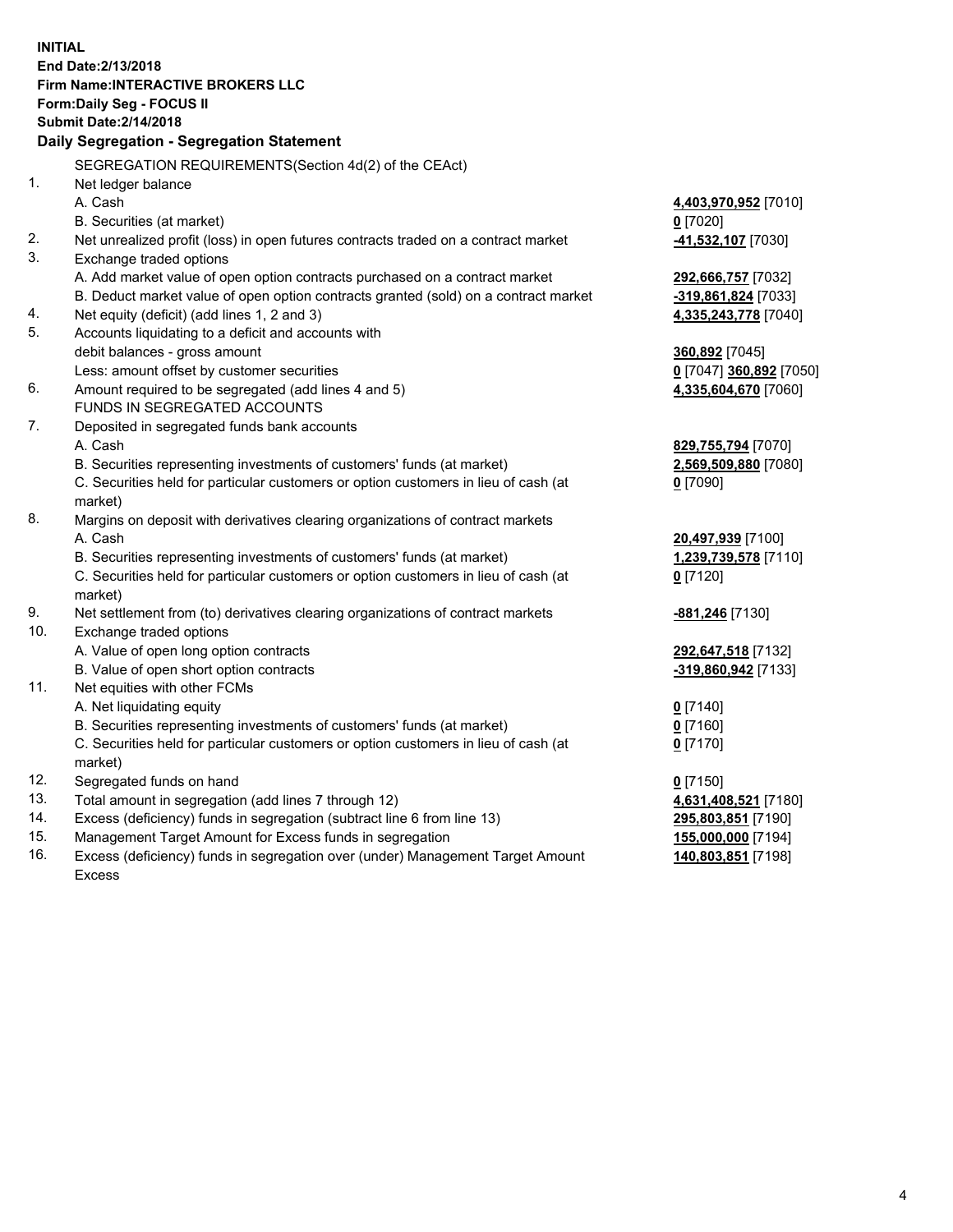**INITIAL**
**End Date:2/13/2018**
**Firm Name:INTERACTIVE BROKERS LLC**
**Form:Daily Seg - FOCUS II**
**Submit Date:2/14/2018**
**Daily Segregation - Segregation Statement**

| | | |
|---|---|---|
| | SEGREGATION REQUIREMENTS(Section 4d(2) of the CEAct) | |
| 1. | Net ledger balance | |
| | A. Cash | **4,403,970,952** [7010] |
| | B. Securities (at market) | **0** [7020] |
| 2. | Net unrealized profit (loss) in open futures contracts traded on a contract market | **-41,532,107** [7030] |
| 3. | Exchange traded options | |
| | A. Add market value of open option contracts purchased on a contract market | **292,666,757** [7032] |
| | B. Deduct market value of open option contracts granted (sold) on a contract market | **-319,861,824** [7033] |
| 4. | Net equity (deficit) (add lines 1, 2 and 3) | **4,335,243,778** [7040] |
| 5. | Accounts liquidating to a deficit and accounts with | |
| | debit balances - gross amount | **360,892** [7045] |
| | Less: amount offset by customer securities | **0** [7047] **360,892** [7050] |
| 6. | Amount required to be segregated (add lines 4 and 5) | **4,335,604,670** [7060] |
| | FUNDS IN SEGREGATED ACCOUNTS | |
| 7. | Deposited in segregated funds bank accounts | |
| | A. Cash | **829,755,794** [7070] |
| | B. Securities representing investments of customers' funds (at market) | **2,569,509,880** [7080] |
| | C. Securities held for particular customers or option customers in lieu of cash (at market) | **0** [7090] |
| 8. | Margins on deposit with derivatives clearing organizations of contract markets | |
| | A. Cash | **20,497,939** [7100] |
| | B. Securities representing investments of customers' funds (at market) | **1,239,739,578** [7110] |
| | C. Securities held for particular customers or option customers in lieu of cash (at market) | **0** [7120] |
| 9. | Net settlement from (to) derivatives clearing organizations of contract markets | **-881,246** [7130] |
| 10. | Exchange traded options | |
| | A. Value of open long option contracts | **292,647,518** [7132] |
| | B. Value of open short option contracts | **-319,860,942** [7133] |
| 11. | Net equities with other FCMs | |
| | A. Net liquidating equity | **0** [7140] |
| | B. Securities representing investments of customers' funds (at market) | **0** [7160] |
| | C. Securities held for particular customers or option customers in lieu of cash (at market) | **0** [7170] |
| 12. | Segregated funds on hand | **0** [7150] |
| 13. | Total amount in segregation (add lines 7 through 12) | **4,631,408,521** [7180] |
| 14. | Excess (deficiency) funds in segregation (subtract line 6 from line 13) | **295,803,851** [7190] |
| 15. | Management Target Amount for Excess funds in segregation | **155,000,000** [7194] |
| 16. | Excess (deficiency) funds in segregation over (under) Management Target Amount Excess | **140,803,851** [7198] |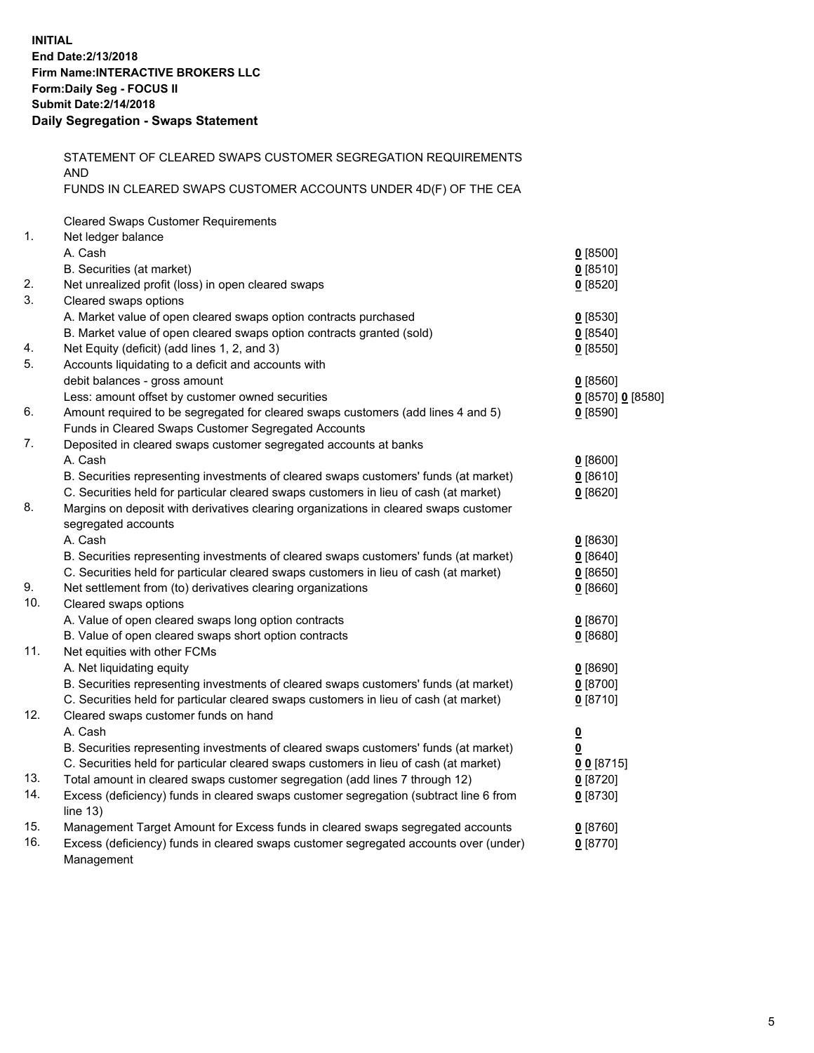**INITIAL**
**End Date:2/13/2018**
**Firm Name:INTERACTIVE BROKERS LLC**
**Form:Daily Seg - FOCUS II**
**Submit Date:2/14/2018**
**Daily Segregation - Swaps Statement**

STATEMENT OF CLEARED SWAPS CUSTOMER SEGREGATION REQUIREMENTS AND FUNDS IN CLEARED SWAPS CUSTOMER ACCOUNTS UNDER 4D(F) OF THE CEA

| | | |
|---|---|---|
| | Cleared Swaps Customer Requirements | |
| 1. | Net ledger balance | |
| | A. Cash | 0 [8500] |
| | B. Securities (at market) | 0 [8510] |
| 2. | Net unrealized profit (loss) in open cleared swaps | 0 [8520] |
| 3. | Cleared swaps options | |
| | A. Market value of open cleared swaps option contracts purchased | 0 [8530] |
| | B. Market value of open cleared swaps option contracts granted (sold) | 0 [8540] |
| 4. | Net Equity (deficit) (add lines 1, 2, and 3) | 0 [8550] |
| 5. | Accounts liquidating to a deficit and accounts with debit balances - gross amount | 0 [8560] |
| | Less: amount offset by customer owned securities | 0 [8570] 0 [8580] |
| 6. | Amount required to be segregated for cleared swaps customers (add lines 4 and 5) | 0 [8590] |
| | Funds in Cleared Swaps Customer Segregated Accounts | |
| 7. | Deposited in cleared swaps customer segregated accounts at banks | |
| | A. Cash | 0 [8600] |
| | B. Securities representing investments of cleared swaps customers' funds (at market) | 0 [8610] |
| | C. Securities held for particular cleared swaps customers in lieu of cash (at market) | 0 [8620] |
| 8. | Margins on deposit with derivatives clearing organizations in cleared swaps customer segregated accounts | |
| | A. Cash | 0 [8630] |
| | B. Securities representing investments of cleared swaps customers' funds (at market) | 0 [8640] |
| | C. Securities held for particular cleared swaps customers in lieu of cash (at market) | 0 [8650] |
| 9. | Net settlement from (to) derivatives clearing organizations | 0 [8660] |
| 10. | Cleared swaps options | |
| | A. Value of open cleared swaps long option contracts | 0 [8670] |
| | B. Value of open cleared swaps short option contracts | 0 [8680] |
| 11. | Net equities with other FCMs | |
| | A. Net liquidating equity | 0 [8690] |
| | B. Securities representing investments of cleared swaps customers' funds (at market) | 0 [8700] |
| | C. Securities held for particular cleared swaps customers in lieu of cash (at market) | 0 [8710] |
| 12. | Cleared swaps customer funds on hand | |
| | A. Cash | 0 |
| | B. Securities representing investments of cleared swaps customers' funds (at market) | 0 |
| | C. Securities held for particular cleared swaps customers in lieu of cash (at market) | 0 0 [8715] |
| 13. | Total amount in cleared swaps customer segregation (add lines 7 through 12) | 0 [8720] |
| 14. | Excess (deficiency) funds in cleared swaps customer segregation (subtract line 6 from line 13) | 0 [8730] |
| 15. | Management Target Amount for Excess funds in cleared swaps segregated accounts | 0 [8760] |
| 16. | Excess (deficiency) funds in cleared swaps customer segregated accounts over (under) Management | 0 [8770] |